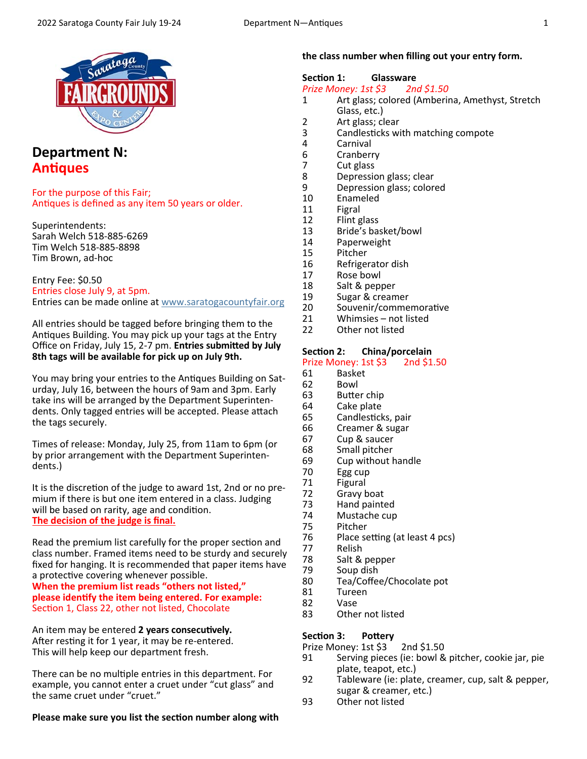# Department N: Antiques

For the purpose of this Fair;
Antiques is defined as any item 50 years or older.

Superintendents:
Sarah Welch 518-885-6269
Tim Welch 518-885-8898
Tim Brown, ad-hoc

Entry Fee: $0.50
Entries close July 9, at 5pm.
Entries can be made online at www.saratogacountyfair.org

All entries should be tagged before bringing them to the Antiques Building. You may pick up your tags at the Entry Office on Friday, July 15, 2-7 pm. **Entries submitted by July 8th tags will be available for pick up on July 9th.**

You may bring your entries to the Antiques Building on Saturday, July 16, between the hours of 9am and 3pm. Early take ins will be arranged by the Department Superintendents. Only tagged entries will be accepted. Please attach the tags securely.

Times of release: Monday, July 25, from 11am to 6pm (or by prior arrangement with the Department Superintendents.)

It is the discretion of the judge to award 1st, 2nd or no premium if there is but one item entered in a class. Judging will be based on rarity, age and condition.
**The decision of the judge is final.**

Read the premium list carefully for the proper section and class number. Framed items need to be sturdy and securely fixed for hanging. It is recommended that paper items have a protective covering whenever possible.
**When the premium list reads "others not listed," please identify the item being entered. For example:**
Section 1, Class 22, other not listed, Chocolate

An item may be entered **2 years consecutively.**
After resting it for 1 year, it may be re-entered.
This will help keep our department fresh.

There can be no multiple entries in this department. For example, you cannot enter a cruet under "cut glass" and the same cruet under "cruet."

**Please make sure you list the section number along with the class number when filling out your entry form.**

## Section 1: Glassware

*Prize Money: 1st $3 2nd $1.50*

1 Art glass; colored (Amberina, Amethyst, Stretch Glass, etc.)
2 Art glass; clear
3 Candlesticks with matching compote
4 Carnival
6 Cranberry
7 Cut glass
8 Depression glass; clear
9 Depression glass; colored
10 Enameled
11 Figral
12 Flint glass
13 Bride's basket/bowl
14 Paperweight
15 Pitcher
16 Refrigerator dish
17 Rose bowl
18 Salt & pepper
19 Sugar & creamer
20 Souvenir/commemorative
21 Whimsies – not listed
22 Other not listed

## Section 2: China/porcelain

Prize Money: 1st $3 2nd $1.50

61 Basket
62 Bowl
63 Butter chip
64 Cake plate
65 Candlesticks, pair
66 Creamer & sugar
67 Cup & saucer
68 Small pitcher
69 Cup without handle
70 Egg cup
71 Figural
72 Gravy boat
73 Hand painted
74 Mustache cup
75 Pitcher
76 Place setting (at least 4 pcs)
77 Relish
78 Salt & pepper
79 Soup dish
80 Tea/Coffee/Chocolate pot
81 Tureen
82 Vase
83 Other not listed

## Section 3: Pottery

Prize Money: 1st $3 2nd $1.50

91 Serving pieces (ie: bowl & pitcher, cookie jar, pie plate, teapot, etc.)
92 Tableware (ie: plate, creamer, cup, salt & pepper, sugar & creamer, etc.)
93 Other not listed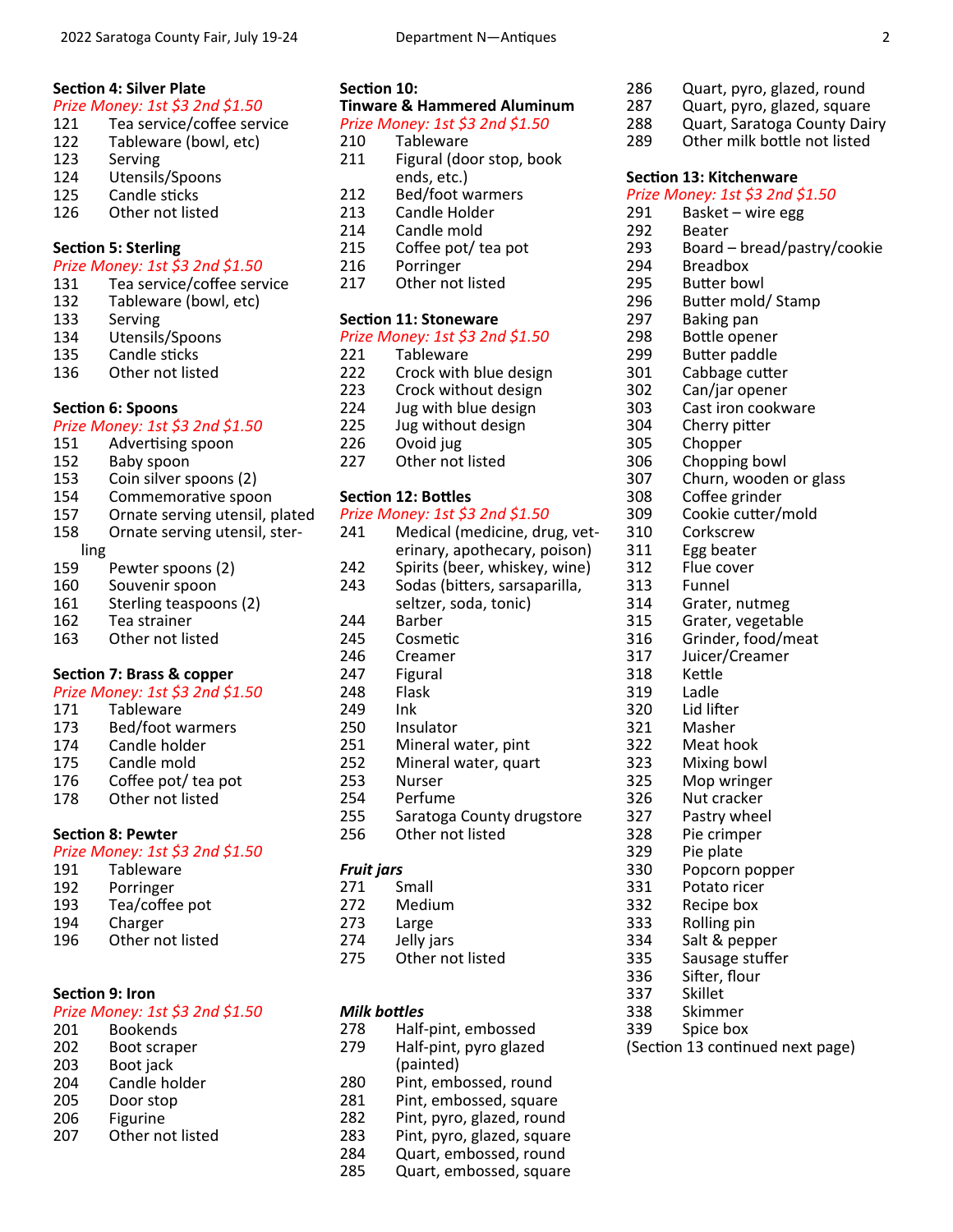### Section 4: Silver Plate

*Prize Money: 1st $3 2nd $1.50*

121 Tea service/coffee service
122 Tableware (bowl, etc)
123 Serving
124 Utensils/Spoons
125 Candle sticks
126 Other not listed

### Section 5: Sterling

*Prize Money: 1st $3 2nd $1.50*

131 Tea service/coffee service
132 Tableware (bowl, etc)
133 Serving
134 Utensils/Spoons
135 Candle sticks
136 Other not listed

### Section 6: Spoons

*Prize Money: 1st $3 2nd $1.50*

151 Advertising spoon
152 Baby spoon
153 Coin silver spoons (2)
154 Commemorative spoon
157 Ornate serving utensil, plated
158 Ornate serving utensil, sterling
159 Pewter spoons (2)
160 Souvenir spoon
161 Sterling teaspoons (2)
162 Tea strainer
163 Other not listed

### Section 7: Brass & copper

*Prize Money: 1st $3 2nd $1.50*

171 Tableware
173 Bed/foot warmers
174 Candle holder
175 Candle mold
176 Coffee pot/ tea pot
178 Other not listed

### Section 8: Pewter

*Prize Money: 1st $3 2nd $1.50*

191 Tableware
192 Porringer
193 Tea/coffee pot
194 Charger
196 Other not listed

### Section 9: Iron

*Prize Money: 1st $3 2nd $1.50*

201 Bookends
202 Boot scraper
203 Boot jack
204 Candle holder
205 Door stop
206 Figurine
207 Other not listed

### Section 10: Tinware & Hammered Aluminum

*Prize Money: 1st $3 2nd $1.50*

210 Tableware
211 Figural (door stop, book ends, etc.)
212 Bed/foot warmers
213 Candle Holder
214 Candle mold
215 Coffee pot/ tea pot
216 Porringer
217 Other not listed

### Section 11: Stoneware

*Prize Money: 1st $3 2nd $1.50*

221 Tableware
222 Crock with blue design
223 Crock without design
224 Jug with blue design
225 Jug without design
226 Ovoid jug
227 Other not listed

### Section 12: Bottles

*Prize Money: 1st $3 2nd $1.50*

241 Medical (medicine, drug, veterinary, apothecary, poison)
242 Spirits (beer, whiskey, wine)
243 Sodas (bitters, sarsaparilla, seltzer, soda, tonic)
244 Barber
245 Cosmetic
246 Creamer
247 Figural
248 Flask
249 Ink
250 Insulator
251 Mineral water, pint
252 Mineral water, quart
253 Nurser
254 Perfume
255 Saratoga County drugstore
256 Other not listed

#### *Fruit jars*

271 Small
272 Medium
273 Large
274 Jelly jars
275 Other not listed

#### *Milk bottles*

278 Half-pint, embossed
279 Half-pint, pyro glazed (painted)
280 Pint, embossed, round
281 Pint, embossed, square
282 Pint, pyro, glazed, round
283 Pint, pyro, glazed, square
284 Quart, embossed, round
285 Quart, embossed, square
286 Quart, pyro, glazed, round
287 Quart, pyro, glazed, square
288 Quart, Saratoga County Dairy
289 Other milk bottle not listed

### Section 13: Kitchenware

*Prize Money: 1st $3 2nd $1.50*

291 Basket – wire egg
292 Beater
293 Board – bread/pastry/cookie
294 Breadbox
295 Butter bowl
296 Butter mold/ Stamp
297 Baking pan
298 Bottle opener
299 Butter paddle
301 Cabbage cutter
302 Can/jar opener
303 Cast iron cookware
304 Cherry pitter
305 Chopper
306 Chopping bowl
307 Churn, wooden or glass
308 Coffee grinder
309 Cookie cutter/mold
310 Corkscrew
311 Egg beater
312 Flue cover
313 Funnel
314 Grater, nutmeg
315 Grater, vegetable
316 Grinder, food/meat
317 Juicer/Creamer
318 Kettle
319 Ladle
320 Lid lifter
321 Masher
322 Meat hook
323 Mixing bowl
325 Mop wringer
326 Nut cracker
327 Pastry wheel
328 Pie crimper
329 Pie plate
330 Popcorn popper
331 Potato ricer
332 Recipe box
333 Rolling pin
334 Salt & pepper
335 Sausage stuffer
336 Sifter, flour
337 Skillet
338 Skimmer
339 Spice box

(Section 13 continued next page)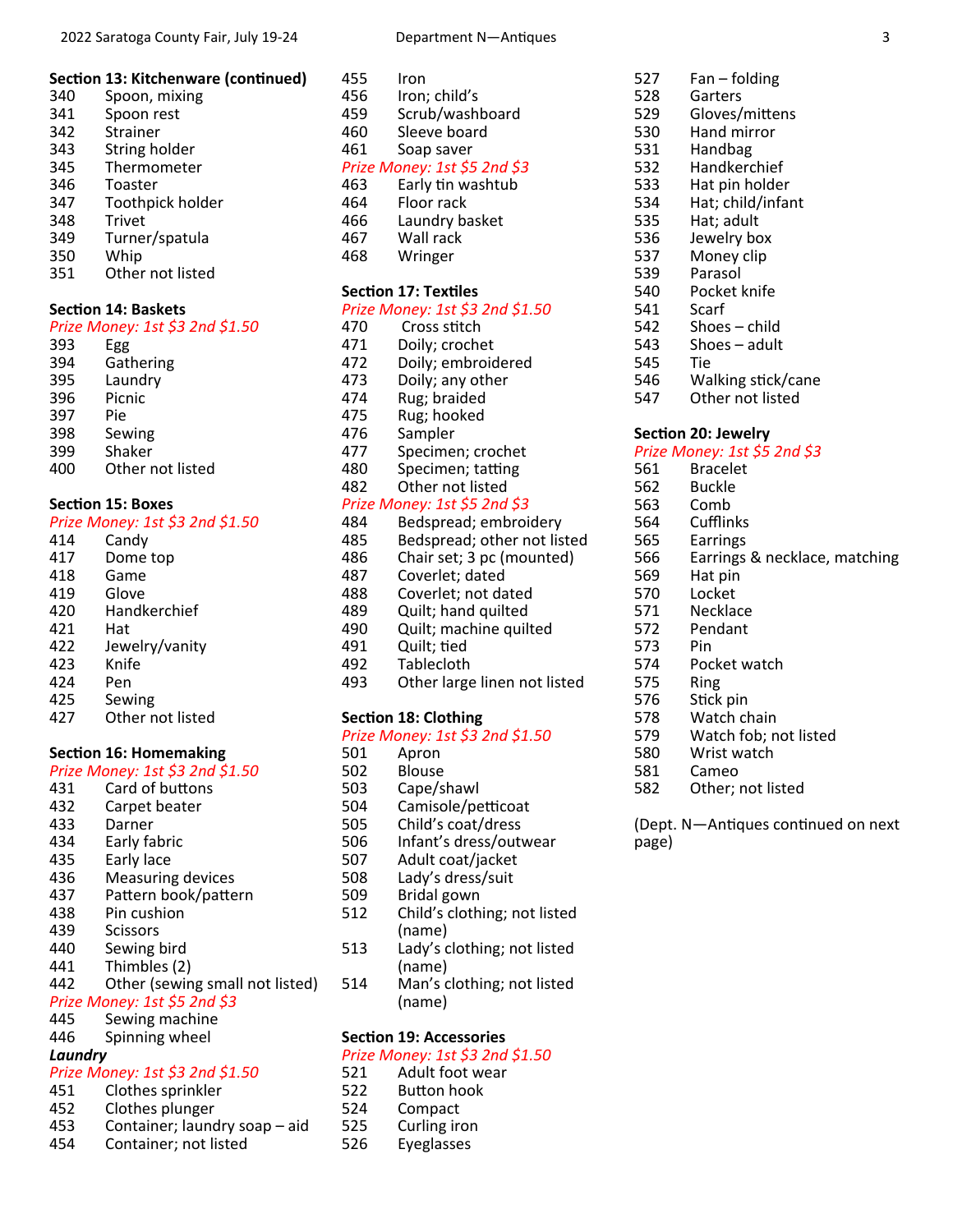### Section 13: Kitchenware (continued)

340 Spoon, mixing
341 Spoon rest
342 Strainer
343 String holder
345 Thermometer
346 Toaster
347 Toothpick holder
348 Trivet
349 Turner/spatula
350 Whip
351 Other not listed

### Section 14: Baskets

*Prize Money: 1st $3 2nd $1.50*

393 Egg
394 Gathering
395 Laundry
396 Picnic
397 Pie
398 Sewing
399 Shaker
400 Other not listed

### Section 15: Boxes

*Prize Money: 1st $3 2nd $1.50*

414 Candy
417 Dome top
418 Game
419 Glove
420 Handkerchief
421 Hat
422 Jewelry/vanity
423 Knife
424 Pen
425 Sewing
427 Other not listed

### Section 16: Homemaking

*Prize Money: 1st $3 2nd $1.50*

431 Card of buttons
432 Carpet beater
433 Darner
434 Early fabric
435 Early lace
436 Measuring devices
437 Pattern book/pattern
438 Pin cushion
439 Scissors
440 Sewing bird
441 Thimbles (2)
442 Other (sewing small not listed)

*Prize Money: 1st $5 2nd $3*

445 Sewing machine
446 Spinning wheel

***Laundry***

*Prize Money: 1st $3 2nd $1.50*

451 Clothes sprinkler
452 Clothes plunger
453 Container; laundry soap – aid
454 Container; not listed
455 Iron
456 Iron; child's
459 Scrub/washboard
460 Sleeve board
461 Soap saver

*Prize Money: 1st $5 2nd $3*

463 Early tin washtub
464 Floor rack
466 Laundry basket
467 Wall rack
468 Wringer

### Section 17: Textiles

*Prize Money: 1st $3 2nd $1.50*

470 Cross stitch
471 Doily; crochet
472 Doily; embroidered
473 Doily; any other
474 Rug; braided
475 Rug; hooked
476 Sampler
477 Specimen; crochet
480 Specimen; tatting
482 Other not listed

*Prize Money: 1st $5 2nd $3*

484 Bedspread; embroidery
485 Bedspread; other not listed
486 Chair set; 3 pc (mounted)
487 Coverlet; dated
488 Coverlet; not dated
489 Quilt; hand quilted
490 Quilt; machine quilted
491 Quilt; tied
492 Tablecloth
493 Other large linen not listed

### Section 18: Clothing

*Prize Money: 1st $3 2nd $1.50*

501 Apron
502 Blouse
503 Cape/shawl
504 Camisole/petticoat
505 Child's coat/dress
506 Infant's dress/outwear
507 Adult coat/jacket
508 Lady's dress/suit
509 Bridal gown
512 Child's clothing; not listed (name)
513 Lady's clothing; not listed (name)
514 Man's clothing; not listed (name)

### Section 19: Accessories

*Prize Money: 1st $3 2nd $1.50*

521 Adult foot wear
522 Button hook
524 Compact
525 Curling iron
526 Eyeglasses
527 Fan – folding
528 Garters
529 Gloves/mittens
530 Hand mirror
531 Handbag
532 Handkerchief
533 Hat pin holder
534 Hat; child/infant
535 Hat; adult
536 Jewelry box
537 Money clip
539 Parasol
540 Pocket knife
541 Scarf
542 Shoes – child
543 Shoes – adult
545 Tie
546 Walking stick/cane
547 Other not listed

### Section 20: Jewelry

*Prize Money: 1st $5 2nd $3*

561 Bracelet
562 Buckle
563 Comb
564 Cufflinks
565 Earrings
566 Earrings & necklace, matching
569 Hat pin
570 Locket
571 Necklace
572 Pendant
573 Pin
574 Pocket watch
575 Ring
576 Stick pin
578 Watch chain
579 Watch fob; not listed
580 Wrist watch
581 Cameo
582 Other; not listed

(Dept. N—Antiques continued on next page)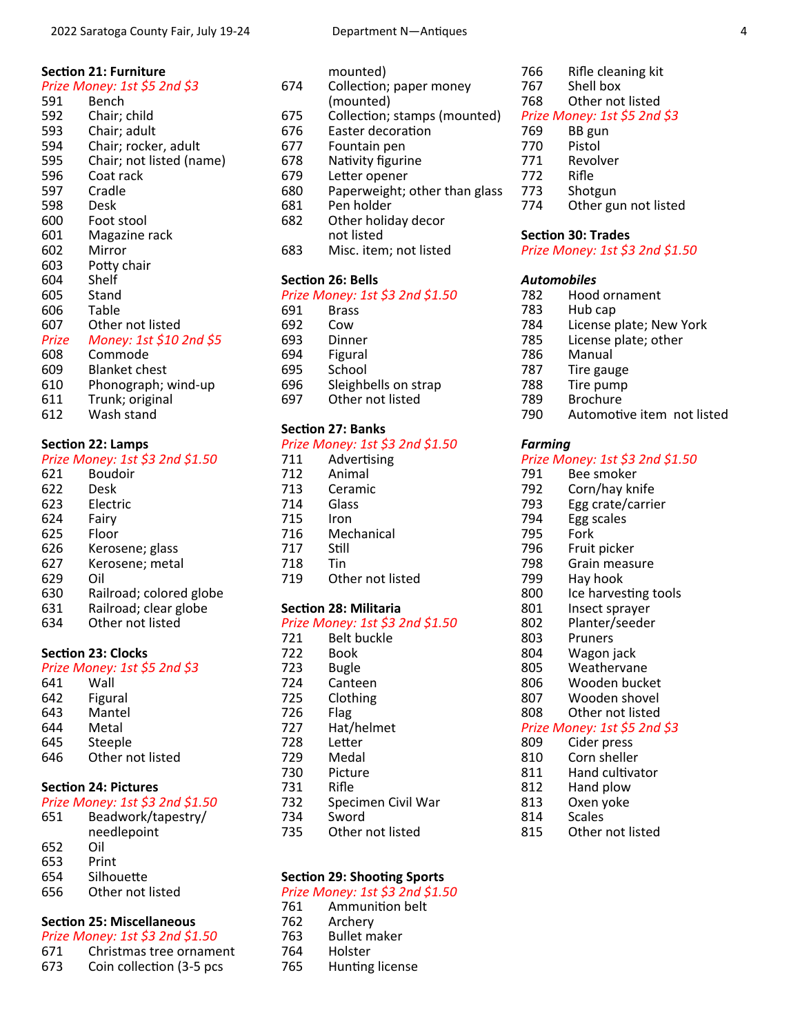### Section 21: Furniture

*Prize Money: 1st $5 2nd $3*

591 Bench
592 Chair; child
593 Chair; adult
594 Chair; rocker, adult
595 Chair; not listed (name)
596 Coat rack
597 Cradle
598 Desk
600 Foot stool
601 Magazine rack
602 Mirror
603 Potty chair
604 Shelf
605 Stand
606 Table
607 Other not listed

*Prize Money: 1st $10 2nd $5*

608 Commode
609 Blanket chest
610 Phonograph; wind-up
611 Trunk; original
612 Wash stand

### Section 22: Lamps

*Prize Money: 1st $3 2nd $1.50*

621 Boudoir
622 Desk
623 Electric
624 Fairy
625 Floor
626 Kerosene; glass
627 Kerosene; metal
629 Oil
630 Railroad; colored globe
631 Railroad; clear globe
634 Other not listed

### Section 23: Clocks

*Prize Money: 1st $5 2nd $3*

641 Wall
642 Figural
643 Mantel
644 Metal
645 Steeple
646 Other not listed

### Section 24: Pictures

*Prize Money: 1st $3 2nd $1.50*

651 Beadwork/tapestry/needlepoint
652 Oil
653 Print
654 Silhouette
656 Other not listed

### Section 25: Miscellaneous

*Prize Money: 1st $3 2nd $1.50*

671 Christmas tree ornament
673 Coin collection (3-5 pcs mounted)
674 Collection; paper money (mounted)
675 Collection; stamps (mounted)
676 Easter decoration
677 Fountain pen
678 Nativity figurine
679 Letter opener
680 Paperweight; other than glass
681 Pen holder
682 Other holiday decor not listed
683 Misc. item; not listed

### Section 26: Bells

*Prize Money: 1st $3 2nd $1.50*

691 Brass
692 Cow
693 Dinner
694 Figural
695 School
696 Sleighbells on strap
697 Other not listed

### Section 27: Banks

*Prize Money: 1st $3 2nd $1.50*

711 Advertising
712 Animal
713 Ceramic
714 Glass
715 Iron
716 Mechanical
717 Still
718 Tin
719 Other not listed

### Section 28: Militaria

*Prize Money: 1st $3 2nd $1.50*

721 Belt buckle
722 Book
723 Bugle
724 Canteen
725 Clothing
726 Flag
727 Hat/helmet
728 Letter
729 Medal
730 Picture
731 Rifle
732 Specimen Civil War
734 Sword
735 Other not listed

### Section 29: Shooting Sports

*Prize Money: 1st $3 2nd $1.50*

761 Ammunition belt
762 Archery
763 Bullet maker
764 Holster
765 Hunting license
766 Rifle cleaning kit
767 Shell box
768 Other not listed

*Prize Money: 1st $5 2nd $3*

769 BB gun
770 Pistol
771 Revolver
772 Rifle
773 Shotgun
774 Other gun not listed

### Section 30: Trades

*Prize Money: 1st $3 2nd $1.50*

#### *Automobiles*

782 Hood ornament
783 Hub cap
784 License plate; New York
785 License plate; other
786 Manual
787 Tire gauge
788 Tire pump
789 Brochure
790 Automotive item not listed

#### *Farming*

*Prize Money: 1st $3 2nd $1.50*

791 Bee smoker
792 Corn/hay knife
793 Egg crate/carrier
794 Egg scales
795 Fork
796 Fruit picker
798 Grain measure
799 Hay hook
800 Ice harvesting tools
801 Insect sprayer
802 Planter/seeder
803 Pruners
804 Wagon jack
805 Weathervane
806 Wooden bucket
807 Wooden shovel
808 Other not listed

*Prize Money: 1st $5 2nd $3*

809 Cider press
810 Corn sheller
811 Hand cultivator
812 Hand plow
813 Oxen yoke
814 Scales
815 Other not listed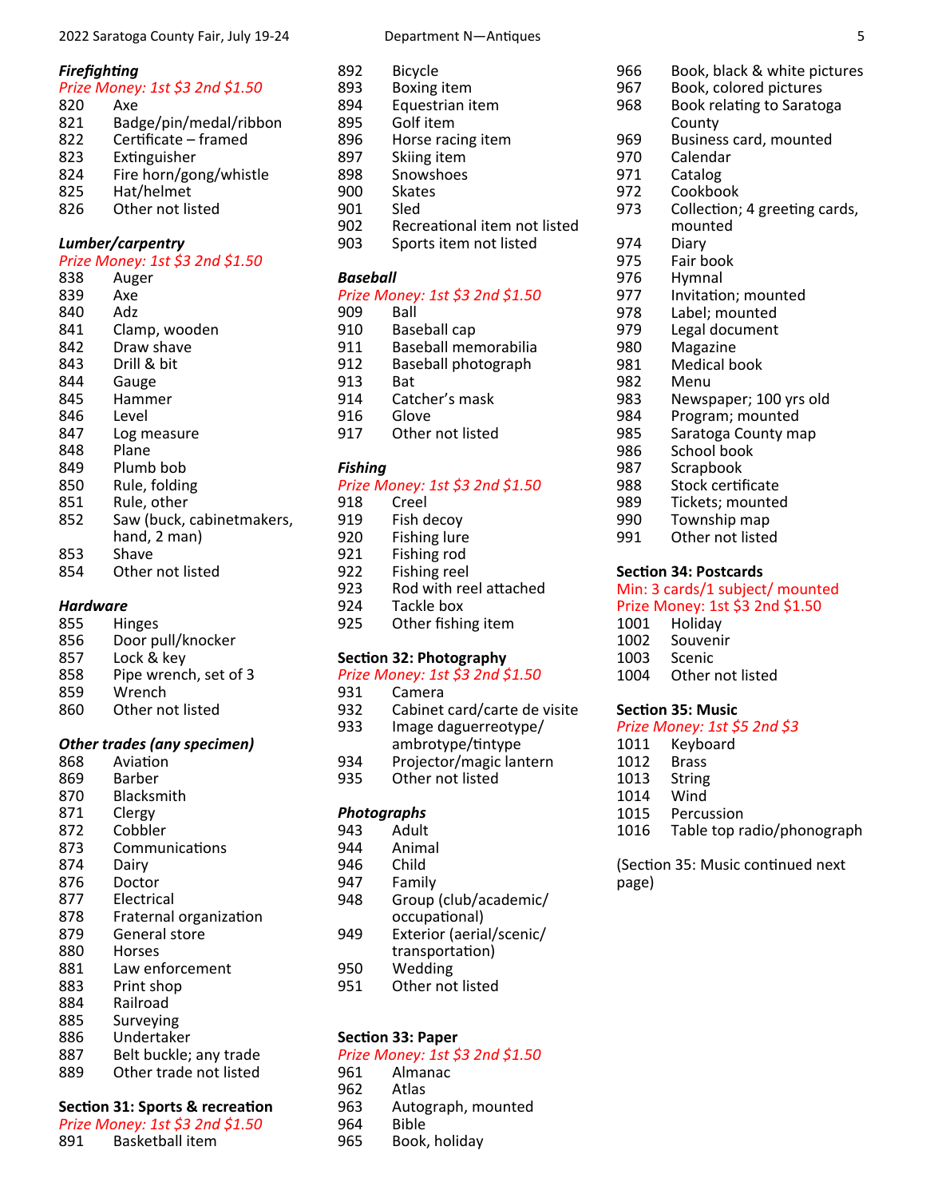### *Firefighting*

*Prize Money: 1st $3 2nd $1.50*

- 820 Axe
- 821 Badge/pin/medal/ribbon
- 822 Certificate – framed
- 823 Extinguisher
- 824 Fire horn/gong/whistle
- 825 Hat/helmet
- 826 Other not listed

### *Lumber/carpentry*

*Prize Money: 1st $3 2nd $1.50*

- 838 Auger
- 839 Axe
- 840 Adz
- 841 Clamp, wooden
- 842 Draw shave
- 843 Drill & bit
- 844 Gauge
- 845 Hammer
- 846 Level
- 847 Log measure
- 848 Plane
- 849 Plumb bob
- 850 Rule, folding
- 851 Rule, other
- 852 Saw (buck, cabinetmakers, hand, 2 man)
- 853 Shave
- 854 Other not listed

### *Hardware*

- 855 Hinges
- 856 Door pull/knocker
- 857 Lock & key
- 858 Pipe wrench, set of 3
- 859 Wrench
- 860 Other not listed

### *Other trades (any specimen)*

- 868 Aviation
- 869 Barber
- 870 Blacksmith
- 871 Clergy
- 872 Cobbler
- 873 Communications
- 874 Dairy
- 876 Doctor
- 877 Electrical
- 878 Fraternal organization
- 879 General store
- 880 Horses
- 881 Law enforcement
- 883 Print shop
- 884 Railroad
- 885 Surveying
- 886 Undertaker
- 887 Belt buckle; any trade
- 889 Other trade not listed

## Section 31: Sports & recreation

*Prize Money: 1st $3 2nd $1.50*

- 891 Basketball item
- 892 Bicycle
- 893 Boxing item
- 894 Equestrian item
- 895 Golf item
- 896 Horse racing item
- 897 Skiing item
- 898 Snowshoes
- 900 Skates
- 901 Sled
- 902 Recreational item not listed
- 903 Sports item not listed

### *Baseball*

*Prize Money: 1st $3 2nd $1.50*

- 909 Ball
- 910 Baseball cap
- 911 Baseball memorabilia
- 912 Baseball photograph
- 913 Bat
- 914 Catcher's mask
- 916 Glove
- 917 Other not listed

### *Fishing*

*Prize Money: 1st $3 2nd $1.50*

- 918 Creel
- 919 Fish decoy
- 920 Fishing lure
- 921 Fishing rod
- 922 Fishing reel
- 923 Rod with reel attached
- 924 Tackle box
- 925 Other fishing item

## Section 32: Photography

*Prize Money: 1st $3 2nd $1.50*

- 931 Camera
- 932 Cabinet card/carte de visite
- 933 Image daguerreotype/ambrotype/tintype
- 934 Projector/magic lantern
- 935 Other not listed

### *Photographs*

- 943 Adult
- 944 Animal
- 946 Child
- 947 Family
- 948 Group (club/academic/occupational)
- 949 Exterior (aerial/scenic/transportation)
- 950 Wedding
- 951 Other not listed

## Section 33: Paper

*Prize Money: 1st $3 2nd $1.50*

- 961 Almanac
- 962 Atlas
- 963 Autograph, mounted
- 964 Bible
- 965 Book, holiday
- 966 Book, black & white pictures
- 967 Book, colored pictures
- 968 Book relating to Saratoga County
- 969 Business card, mounted
- 970 Calendar
- 971 Catalog
- 972 Cookbook
- 973 Collection; 4 greeting cards, mounted
- 974 Diary
- 975 Fair book
- 976 Hymnal
- 977 Invitation; mounted
- 978 Label; mounted
- 979 Legal document
- 980 Magazine
- 981 Medical book
- 982 Menu
- 983 Newspaper; 100 yrs old
- 984 Program; mounted
- 985 Saratoga County map
- 986 School book
- 987 Scrapbook
- 988 Stock certificate
- 989 Tickets; mounted
- 990 Township map
- 991 Other not listed

## Section 34: Postcards

Min: 3 cards/1 subject/ mounted

Prize Money: 1st $3 2nd $1.50

- 1001 Holiday
- 1002 Souvenir
- 1003 Scenic
- 1004 Other not listed

## Section 35: Music

*Prize Money: 1st $5 2nd $3*

- 1011 Keyboard
- 1012 Brass
- 1013 String
- 1014 Wind
- 1015 Percussion
- 1016 Table top radio/phonograph

(Section 35: Music continued next page)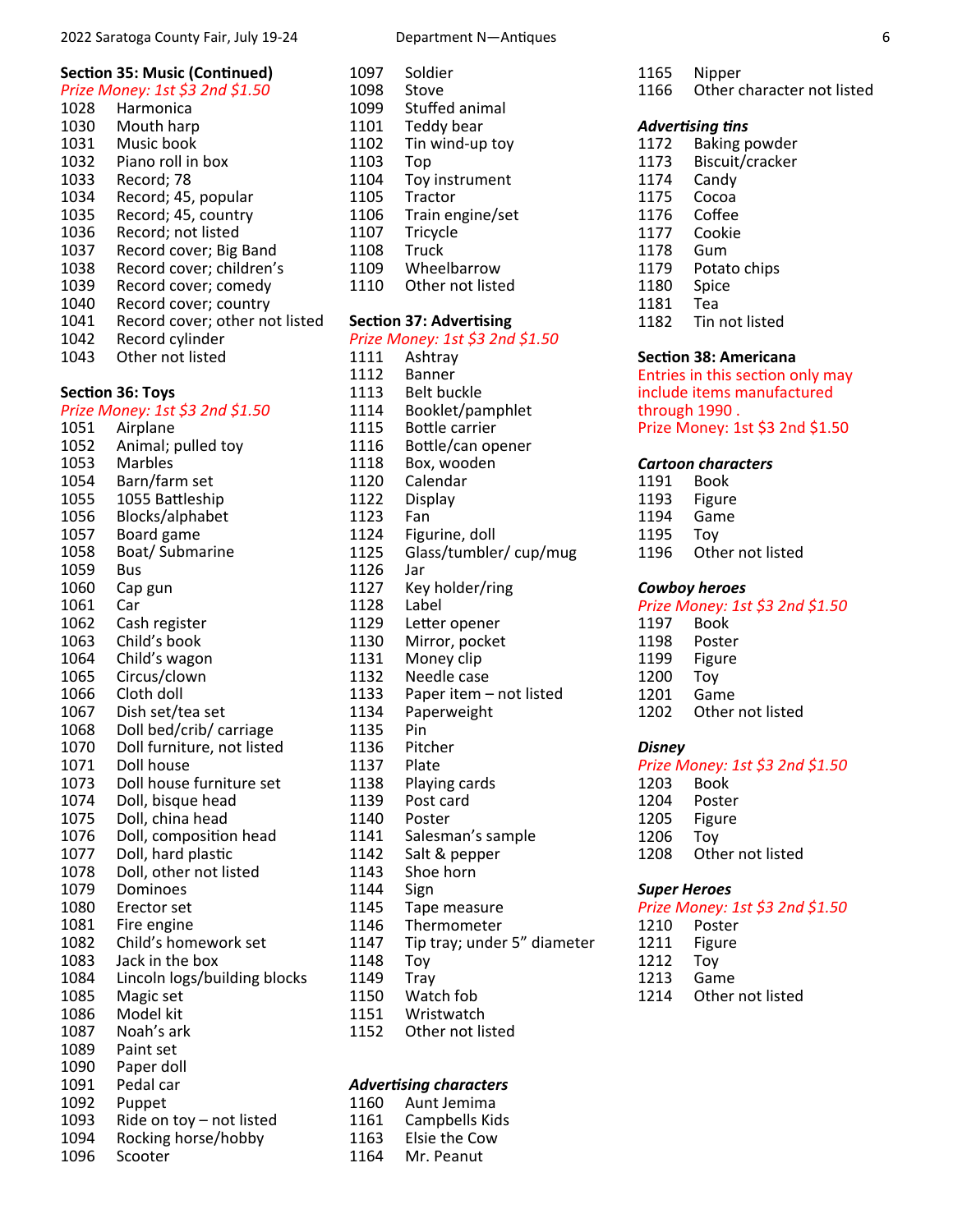## Section 35: Music (Continued)

*Prize Money: 1st $3 2nd $1.50*

1028 Harmonica
1030 Mouth harp
1031 Music book
1032 Piano roll in box
1033 Record; 78
1034 Record; 45, popular
1035 Record; 45, country
1036 Record; not listed
1037 Record cover; Big Band
1038 Record cover; children's
1039 Record cover; comedy
1040 Record cover; country
1041 Record cover; other not listed
1042 Record cylinder
1043 Other not listed

## Section 36: Toys

*Prize Money: 1st $3 2nd $1.50*

1051 Airplane
1052 Animal; pulled toy
1053 Marbles
1054 Barn/farm set
1055 1055 Battleship
1056 Blocks/alphabet
1057 Board game
1058 Boat/ Submarine
1059 Bus
1060 Cap gun
1061 Car
1062 Cash register
1063 Child's book
1064 Child's wagon
1065 Circus/clown
1066 Cloth doll
1067 Dish set/tea set
1068 Doll bed/crib/ carriage
1070 Doll furniture, not listed
1071 Doll house
1073 Doll house furniture set
1074 Doll, bisque head
1075 Doll, china head
1076 Doll, composition head
1077 Doll, hard plastic
1078 Doll, other not listed
1079 Dominoes
1080 Erector set
1081 Fire engine
1082 Child's homework set
1083 Jack in the box
1084 Lincoln logs/building blocks
1085 Magic set
1086 Model kit
1087 Noah's ark
1089 Paint set
1090 Paper doll
1091 Pedal car
1092 Puppet
1093 Ride on toy – not listed
1094 Rocking horse/hobby
1096 Scooter
1097 Soldier
1098 Stove
1099 Stuffed animal
1101 Teddy bear
1102 Tin wind-up toy
1103 Top
1104 Toy instrument
1105 Tractor
1106 Train engine/set
1107 Tricycle
1108 Truck
1109 Wheelbarrow
1110 Other not listed

## Section 37: Advertising

*Prize Money: 1st $3 2nd $1.50*

1111 Ashtray
1112 Banner
1113 Belt buckle
1114 Booklet/pamphlet
1115 Bottle carrier
1116 Bottle/can opener
1118 Box, wooden
1120 Calendar
1122 Display
1123 Fan
1124 Figurine, doll
1125 Glass/tumbler/ cup/mug
1126 Jar
1127 Key holder/ring
1128 Label
1129 Letter opener
1130 Mirror, pocket
1131 Money clip
1132 Needle case
1133 Paper item – not listed
1134 Paperweight
1135 Pin
1136 Pitcher
1137 Plate
1138 Playing cards
1139 Post card
1140 Poster
1141 Salesman's sample
1142 Salt & pepper
1143 Shoe horn
1144 Sign
1145 Tape measure
1146 Thermometer
1147 Tip tray; under 5" diameter
1148 Toy
1149 Tray
1150 Watch fob
1151 Wristwatch
1152 Other not listed

### *Advertising characters*

1160 Aunt Jemima
1161 Campbells Kids
1163 Elsie the Cow
1164 Mr. Peanut
1165 Nipper
1166 Other character not listed

### *Advertising tins*

1172 Baking powder
1173 Biscuit/cracker
1174 Candy
1175 Cocoa
1176 Coffee
1177 Cookie
1178 Gum
1179 Potato chips
1180 Spice
1181 Tea
1182 Tin not listed

## Section 38: Americana

Entries in this section only may include items manufactured through 1990 .
Prize Money: 1st $3 2nd $1.50

### *Cartoon characters*

1191 Book
1193 Figure
1194 Game
1195 Toy
1196 Other not listed

### *Cowboy heroes*

*Prize Money: 1st $3 2nd $1.50*

1197 Book
1198 Poster
1199 Figure
1200 Toy
1201 Game
1202 Other not listed

### *Disney*

*Prize Money: 1st $3 2nd $1.50*

1203 Book
1204 Poster
1205 Figure
1206 Toy
1208 Other not listed

### *Super Heroes*

*Prize Money: 1st $3 2nd $1.50*

1210 Poster
1211 Figure
1212 Toy
1213 Game
1214 Other not listed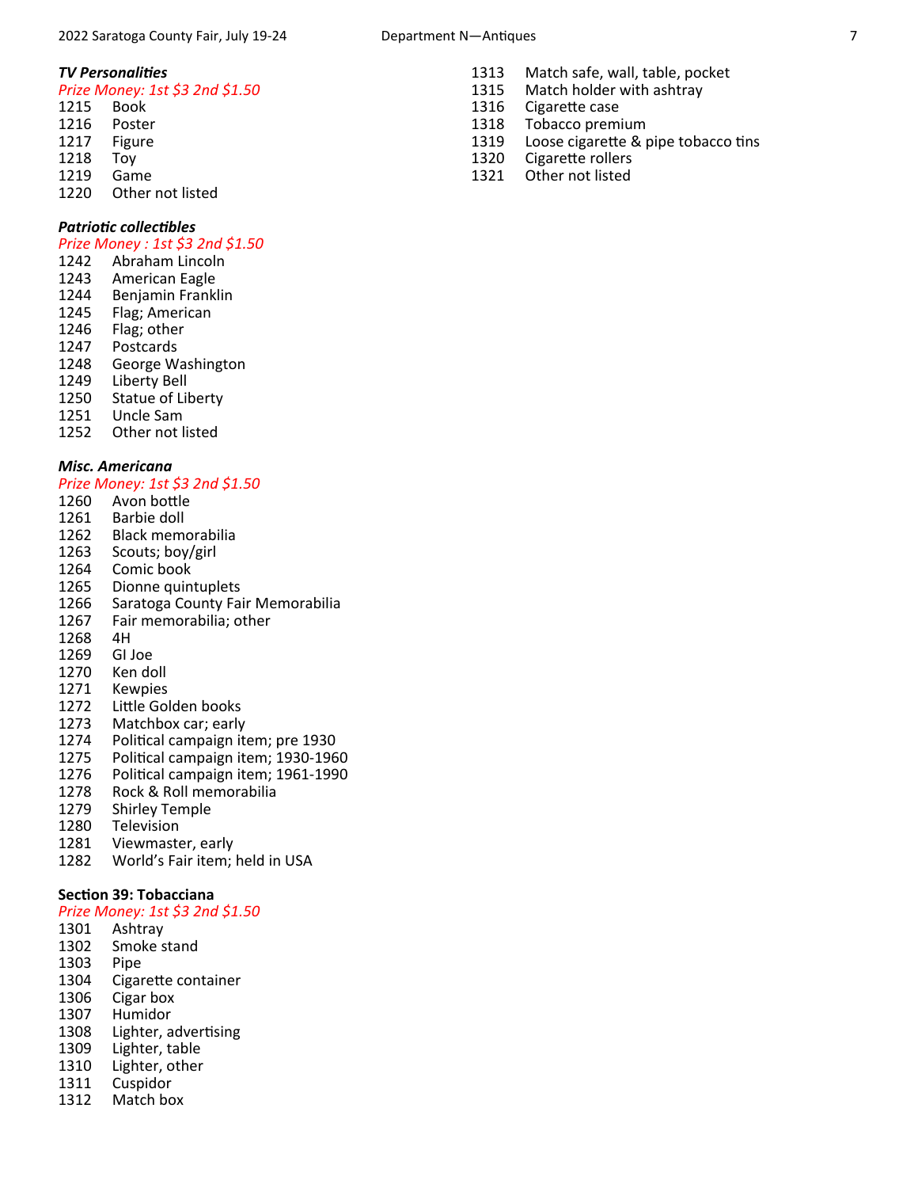### *TV Personalities*

*Prize Money: 1st $3 2nd $1.50*

1215 Book
1216 Poster
1217 Figure
1218 Toy
1219 Game
1220 Other not listed

### *Patriotic collectibles*

*Prize Money : 1st $3 2nd $1.50*

1242 Abraham Lincoln
1243 American Eagle
1244 Benjamin Franklin
1245 Flag; American
1246 Flag; other
1247 Postcards
1248 George Washington
1249 Liberty Bell
1250 Statue of Liberty
1251 Uncle Sam
1252 Other not listed

### *Misc. Americana*

*Prize Money: 1st $3 2nd $1.50*

1260 Avon bottle
1261 Barbie doll
1262 Black memorabilia
1263 Scouts; boy/girl
1264 Comic book
1265 Dionne quintuplets
1266 Saratoga County Fair Memorabilia
1267 Fair memorabilia; other
1268 4H
1269 GI Joe
1270 Ken doll
1271 Kewpies
1272 Little Golden books
1273 Matchbox car; early
1274 Political campaign item; pre 1930
1275 Political campaign item; 1930-1960
1276 Political campaign item; 1961-1990
1278 Rock & Roll memorabilia
1279 Shirley Temple
1280 Television
1281 Viewmaster, early
1282 World's Fair item; held in USA

### Section 39: Tobacciana

*Prize Money: 1st $3 2nd $1.50*

1301 Ashtray
1302 Smoke stand
1303 Pipe
1304 Cigarette container
1306 Cigar box
1307 Humidor
1308 Lighter, advertising
1309 Lighter, table
1310 Lighter, other
1311 Cuspidor
1312 Match box
1313 Match safe, wall, table, pocket
1315 Match holder with ashtray
1316 Cigarette case
1318 Tobacco premium
1319 Loose cigarette & pipe tobacco tins
1320 Cigarette rollers
1321 Other not listed